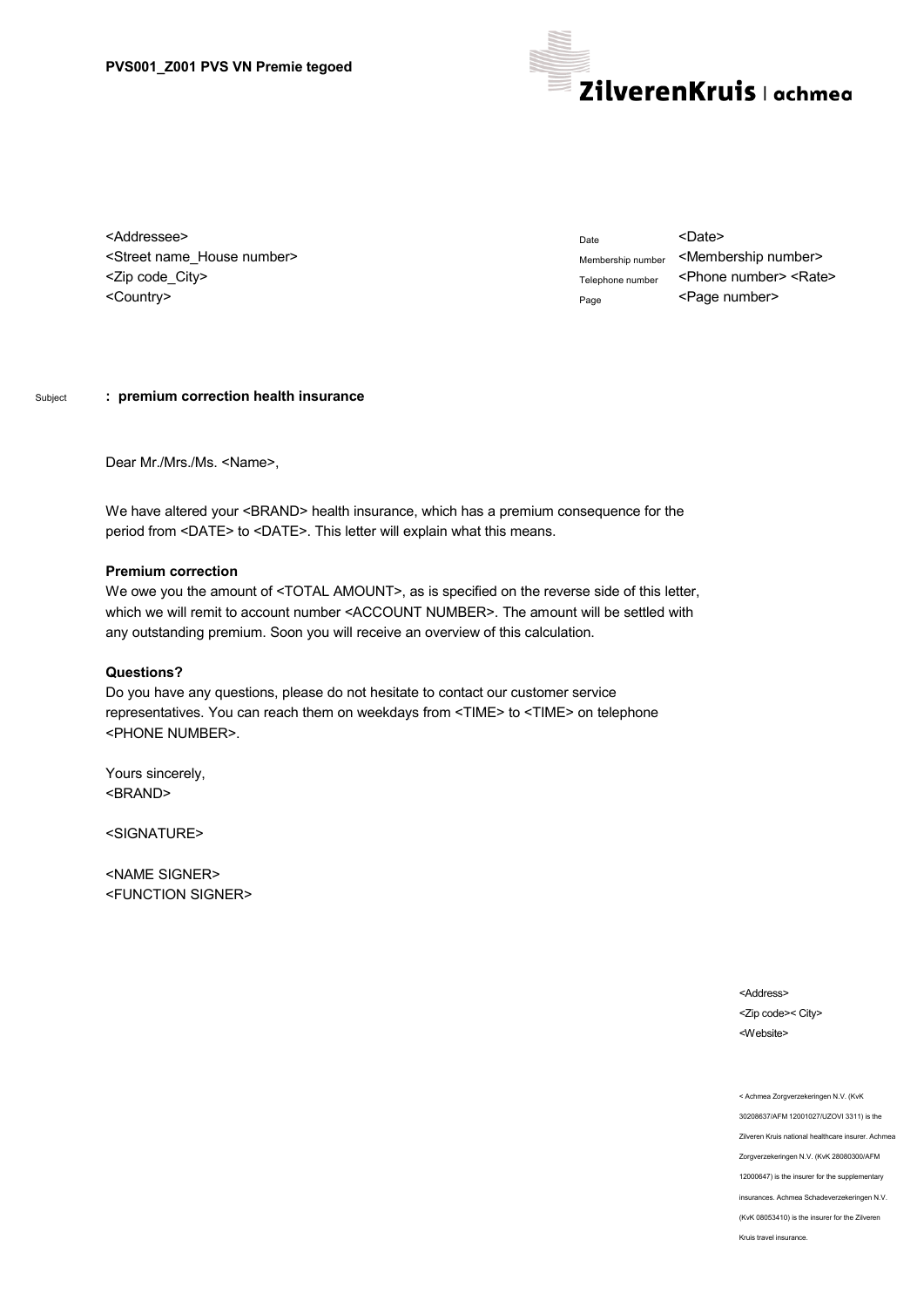**PVS001_Z001 PVS VN Premie tegoed**

ZilverenKruis | achmea

<Addressee>
<Street name_House number>
<Zip code_City>
<Country>

| | |
|---|---|
| Date | <Date> |
| Membership number | <Membership number> |
| Telephone number | <Phone number> <Rate> |
| Page | <Page number> |

Subject **: premium correction health insurance**

Dear Mr./Mrs./Ms. <Name>,

We have altered your <BRAND> health insurance, which has a premium consequence for the period from <DATE> to <DATE>. This letter will explain what this means.

**Premium correction**

We owe you the amount of <TOTAL AMOUNT>, as is specified on the reverse side of this letter, which we will remit to account number <ACCOUNT NUMBER>. The amount will be settled with any outstanding premium. Soon you will receive an overview of this calculation.

**Questions?**

Do you have any questions, please do not hesitate to contact our customer service representatives. You can reach them on weekdays from <TIME> to <TIME> on telephone <PHONE NUMBER>.

Yours sincerely,
<BRAND>

<SIGNATURE>

<NAME SIGNER>
<FUNCTION SIGNER>

<Address>
<Zip code>< City>
<Website>

< Achmea Zorgverzekeringen N.V. (KvK 30208637/AFM 12001027/UZOVI 3311) is the Zilveren Kruis national healthcare insurer. Achmea Zorgverzekeringen N.V. (KvK 28080300/AFM 12000647) is the insurer for the supplementary insurances. Achmea Schadeverzekeringen N.V. (KvK 08053410) is the insurer for the Zilveren Kruis travel insurance.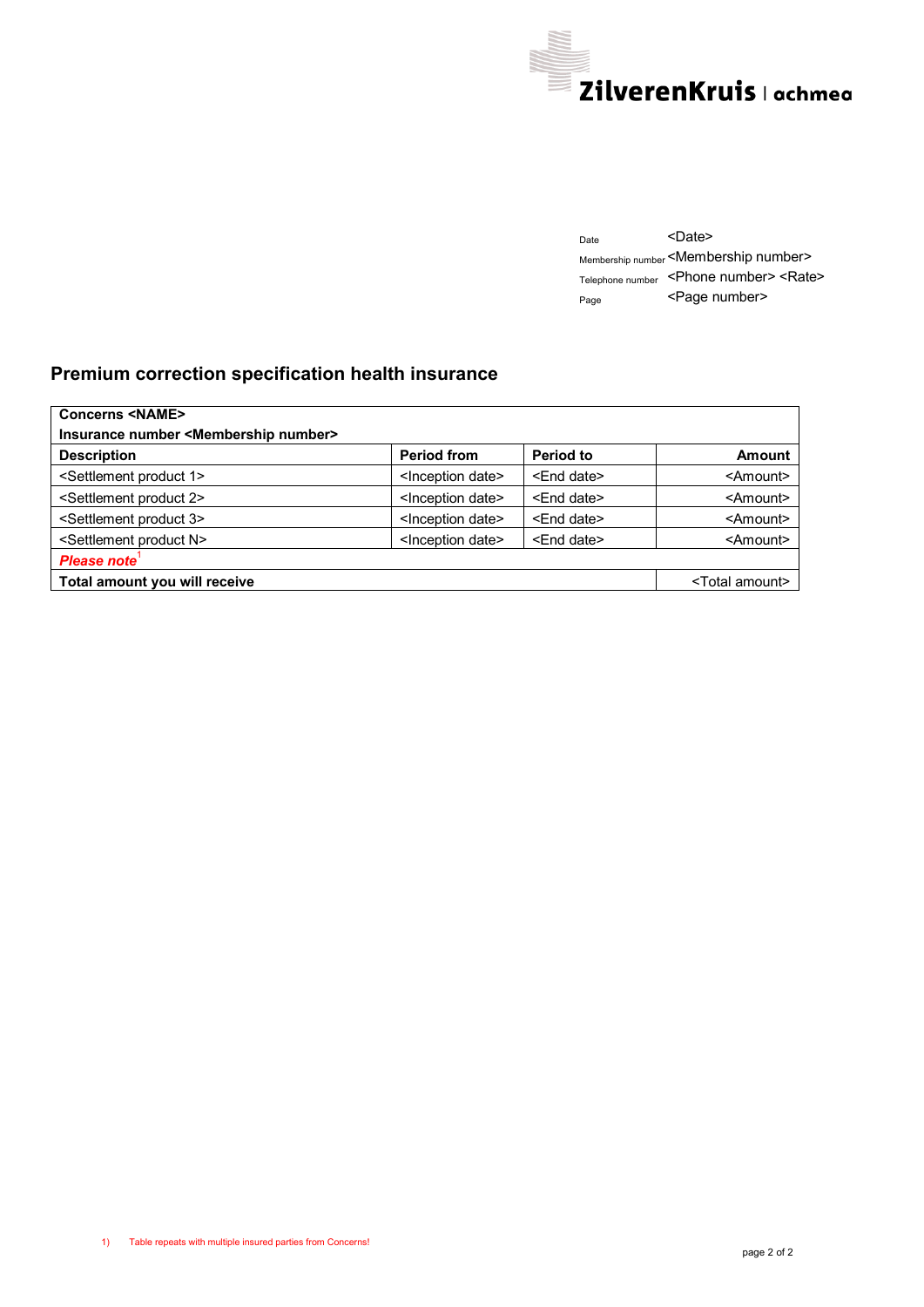ZilverenKruis | achmea

Date <Date>
Membership number <Membership number>
Telephone number <Phone number> <Rate>
Page <Page number>

## Premium correction specification health insurance

| **Concerns <NAME>** | | | |
|---|---|---|---|
| **Insurance number <Membership number>** | | | |
| **Description** | **Period from** | **Period to** | **Amount** |
| <Settlement product 1> | <Inception date> | <End date> | <Amount> |
| <Settlement product 2> | <Inception date> | <End date> | <Amount> |
| <Settlement product 3> | <Inception date> | <End date> | <Amount> |
| <Settlement product N> | <Inception date> | <End date> | <Amount> |
| ***Please note***[1] | | | |
| **Total amount you will receive** | | | <Total amount> |

1) Table repeats with multiple insured parties from Concerns!